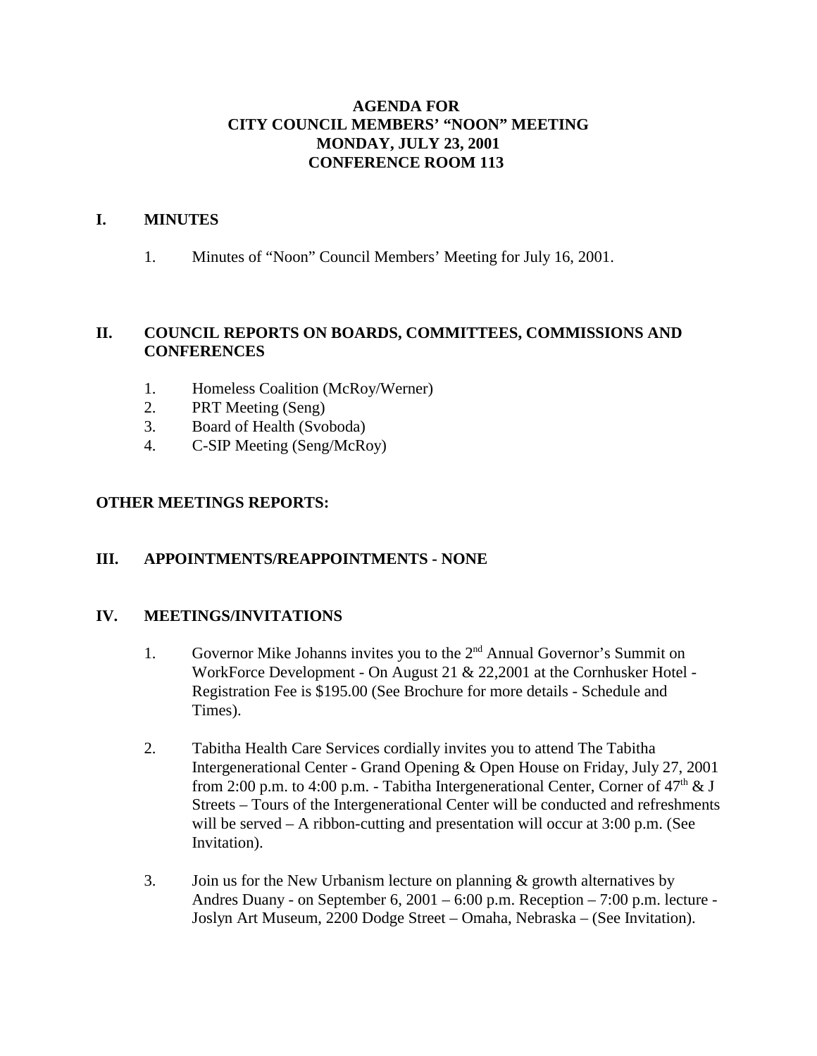# AGENDA FOR
# CITY COUNCIL MEMBERS' "NOON" MEETING
# MONDAY, JULY 23, 2001
# CONFERENCE ROOM 113

## I. MINUTES

1. Minutes of "Noon" Council Members' Meeting for July 16, 2001.

## II. COUNCIL REPORTS ON BOARDS, COMMITTEES, COMMISSIONS AND CONFERENCES

1. Homeless Coalition (McRoy/Werner)
2. PRT Meeting (Seng)
3. Board of Health (Svoboda)
4. C-SIP Meeting (Seng/McRoy)

## OTHER MEETINGS REPORTS:

## III. APPOINTMENTS/REAPPOINTMENTS - NONE

## IV. MEETINGS/INVITATIONS

1. Governor Mike Johanns invites you to the 2nd Annual Governor's Summit on WorkForce Development - On August 21 & 22,2001 at the Cornhusker Hotel - Registration Fee is $195.00 (See Brochure for more details - Schedule and Times).

2. Tabitha Health Care Services cordially invites you to attend The Tabitha Intergenerational Center - Grand Opening & Open House on Friday, July 27, 2001 from 2:00 p.m. to 4:00 p.m. - Tabitha Intergenerational Center, Corner of 47th & J Streets – Tours of the Intergenerational Center will be conducted and refreshments will be served – A ribbon-cutting and presentation will occur at 3:00 p.m. (See Invitation).

3. Join us for the New Urbanism lecture on planning & growth alternatives by Andres Duany - on September 6, 2001 – 6:00 p.m. Reception – 7:00 p.m. lecture - Joslyn Art Museum, 2200 Dodge Street – Omaha, Nebraska – (See Invitation).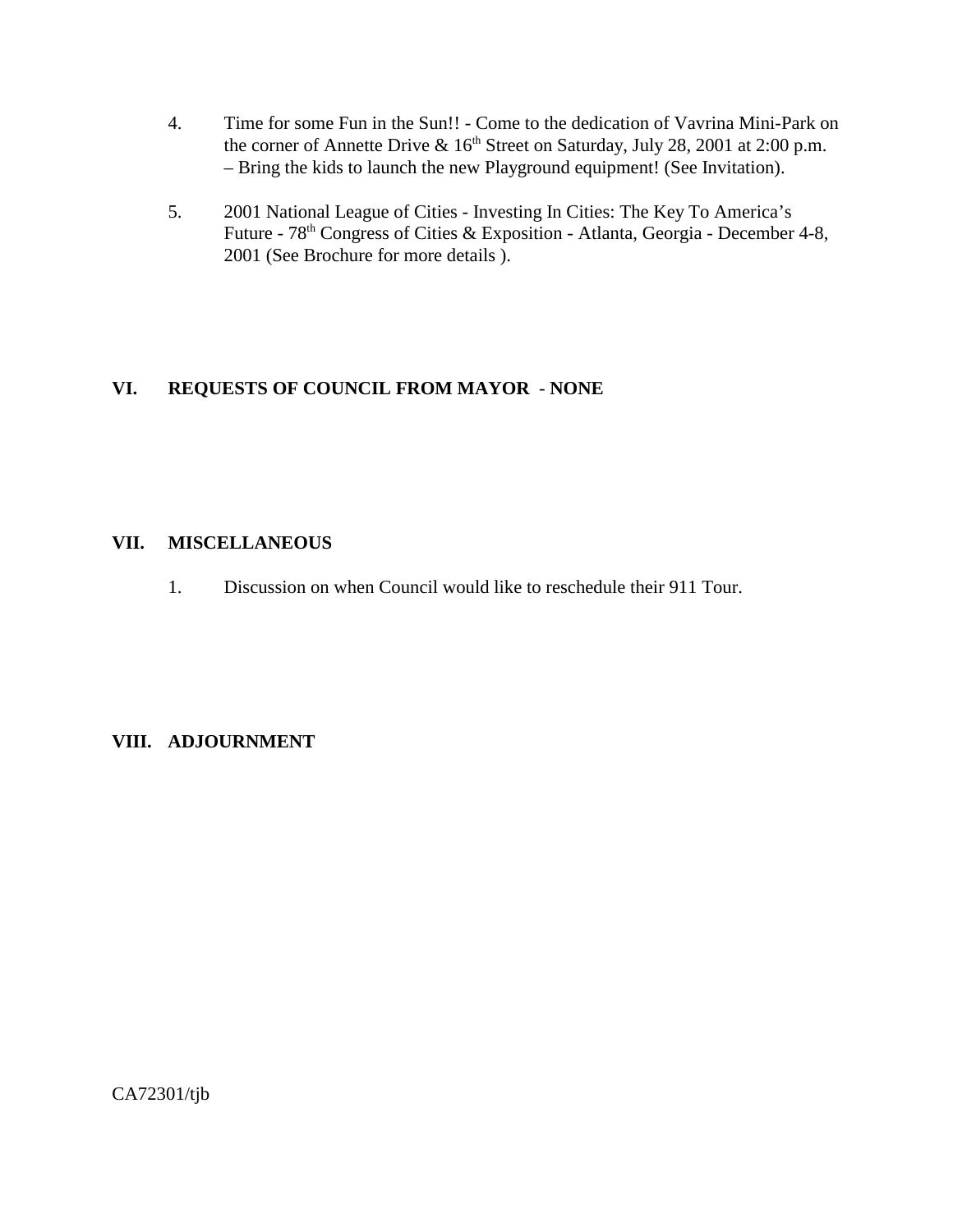4. Time for some Fun in the Sun!! - Come to the dedication of Vavrina Mini-Park on the corner of Annette Drive & 16th Street on Saturday, July 28, 2001 at 2:00 p.m. – Bring the kids to launch the new Playground equipment! (See Invitation).

5. 2001 National League of Cities - Investing In Cities: The Key To America's Future - 78th Congress of Cities & Exposition - Atlanta, Georgia - December 4-8, 2001 (See Brochure for more details ).

## VI. REQUESTS OF COUNCIL FROM MAYOR - NONE

## VII. MISCELLANEOUS

1. Discussion on when Council would like to reschedule their 911 Tour.

## VIII. ADJOURNMENT

CA72301/tjb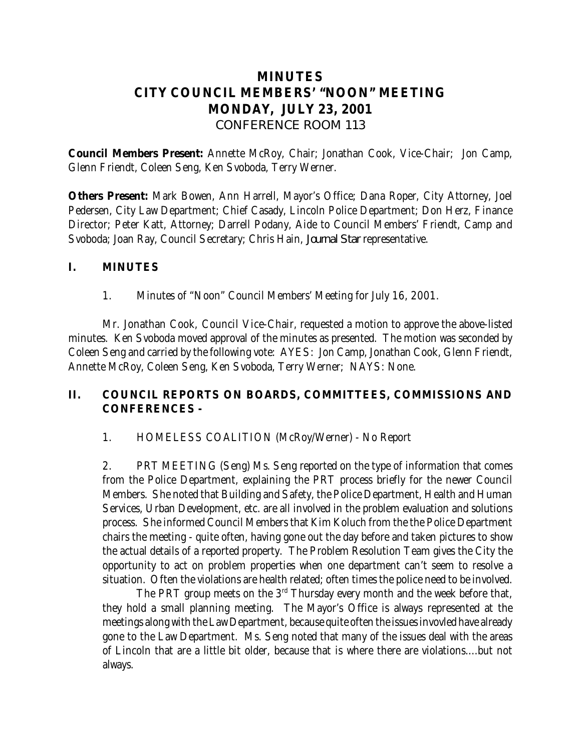# MINUTES
# CITY COUNCIL MEMBERS' "NOON" MEETING
# MONDAY, JULY 23, 2001
## CONFERENCE ROOM 113

**Council Members Present:** Annette McRoy, Chair; Jonathan Cook, Vice-Chair; Jon Camp, Glenn Friendt, Coleen Seng, Ken Svoboda, Terry Werner.

**Others Present:** Mark Bowen, Ann Harrell, Mayor's Office; Dana Roper, City Attorney, Joel Pedersen, City Law Department; Chief Casady, Lincoln Police Department; Don Herz, Finance Director; Peter Katt, Attorney; Darrell Podany, Aide to Council Members' Friendt, Camp and Svoboda; Joan Ray, Council Secretary; Chris Hain, *Journal Star* representative.

## I. MINUTES

1. Minutes of "Noon" Council Members' Meeting for July 16, 2001.

Mr. Jonathan Cook, Council Vice-Chair, requested a motion to approve the above-listed minutes. Ken Svoboda moved approval of the minutes as presented. The motion was seconded by Coleen Seng and carried by the following vote: AYES: Jon Camp, Jonathan Cook, Glenn Friendt, Annette McRoy, Coleen Seng, Ken Svoboda, Terry Werner; NAYS: None.

## II. COUNCIL REPORTS ON BOARDS, COMMITTEES, COMMISSIONS AND CONFERENCES -

1. HOMELESS COALITION (McRoy/Werner) - No Report

2. PRT MEETING (Seng) Ms. Seng reported on the type of information that comes from the Police Department, explaining the PRT process briefly for the newer Council Members. She noted that Building and Safety, the Police Department, Health and Human Services, Urban Development, etc. are all involved in the problem evaluation and solutions process. She informed Council Members that Kim Koluch from the the Police Department chairs the meeting - quite often, having gone out the day before and taken pictures to show the actual details of a reported property. The Problem Resolution Team gives the City the opportunity to act on problem properties when one department can't seem to resolve a situation. Often the violations are health related; often times the police need to be involved.

The PRT group meets on the 3rd Thursday every month and the week before that, they hold a small planning meeting. The Mayor's Office is always represented at the meetings along with the Law Department, because quite often the issues invovled have already gone to the Law Department. Ms. Seng noted that many of the issues deal with the areas of Lincoln that are a little bit older, because that is where there are violations....but not always.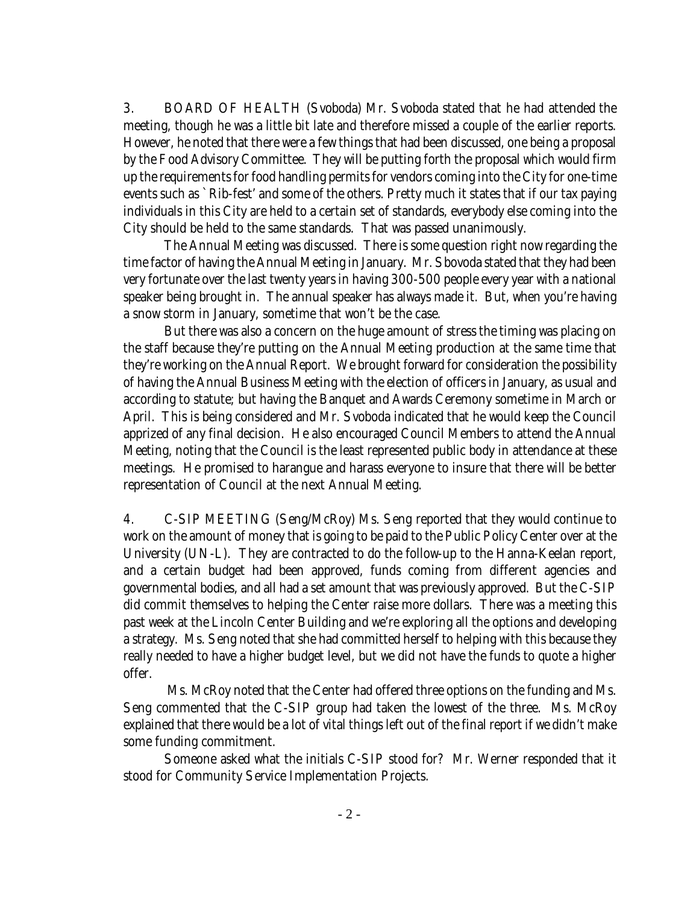3. BOARD OF HEALTH (Svoboda) Mr. Svoboda stated that he had attended the meeting, though he was a little bit late and therefore missed a couple of the earlier reports. However, he noted that there were a few things that had been discussed, one being a proposal by the Food Advisory Committee. They will be putting forth the proposal which would firm up the requirements for food handling permits for vendors coming into the City for one-time events such as `Rib-fest' and some of the others. Pretty much it states that if our tax paying individuals in this City are held to a certain set of standards, everybody else coming into the City should be held to the same standards. That was passed unanimously.

The Annual Meeting was discussed. There is some question right now regarding the time factor of having the Annual Meeting in January. Mr. Sbovoda stated that they had been very fortunate over the last twenty years in having 300-500 people every year with a national speaker being brought in. The annual speaker has always made it. But, when you're having a snow storm in January, sometime that won't be the case.

But there was also a concern on the huge amount of stress the timing was placing on the staff because they're putting on the Annual Meeting production at the same time that they're working on the Annual Report. We brought forward for consideration the possibility of having the Annual Business Meeting with the election of officers in January, as usual and according to statute; but having the Banquet and Awards Ceremony sometime in March or April. This is being considered and Mr. Svoboda indicated that he would keep the Council apprized of any final decision. He also encouraged Council Members to attend the Annual Meeting, noting that the Council is the least represented public body in attendance at these meetings. He promised to harangue and harass everyone to insure that there will be better representation of Council at the next Annual Meeting.

4. C-SIP MEETING (Seng/McRoy) Ms. Seng reported that they would continue to work on the amount of money that is going to be paid to the Public Policy Center over at the University (UN-L). They are contracted to do the follow-up to the Hanna-Keelan report, and a certain budget had been approved, funds coming from different agencies and governmental bodies, and all had a set amount that was previously approved. But the C-SIP did commit themselves to helping the Center raise more dollars. There was a meeting this past week at the Lincoln Center Building and we're exploring all the options and developing a strategy. Ms. Seng noted that she had committed herself to helping with this because they really needed to have a higher budget level, but we did not have the funds to quote a higher offer.

Ms. McRoy noted that the Center had offered three options on the funding and Ms. Seng commented that the C-SIP group had taken the lowest of the three. Ms. McRoy explained that there would be a lot of vital things left out of the final report if we didn't make some funding commitment.

Someone asked what the initials C-SIP stood for? Mr. Werner responded that it stood for Community Service Implementation Projects.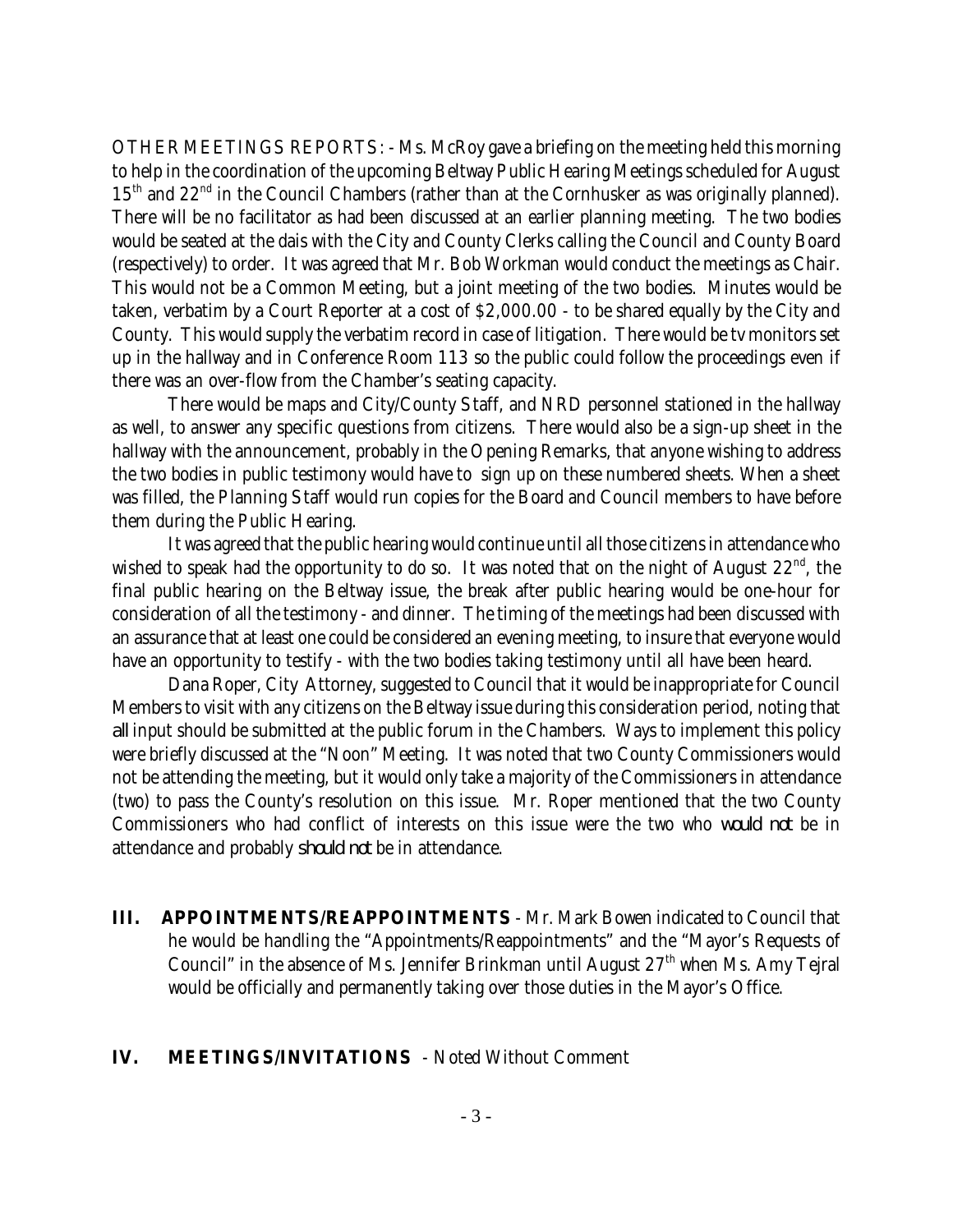OTHER MEETINGS REPORTS: - Ms. McRoy gave a briefing on the meeting held this morning to help in the coordination of the upcoming Beltway Public Hearing Meetings scheduled for August 15th and 22nd in the Council Chambers (rather than at the Cornhusker as was originally planned). There will be no facilitator as had been discussed at an earlier planning meeting. The two bodies would be seated at the dais with the City and County Clerks calling the Council and County Board (respectively) to order. It was agreed that Mr. Bob Workman would conduct the meetings as Chair. This would not be a Common Meeting, but a joint meeting of the two bodies. Minutes would be taken, verbatim by a Court Reporter at a cost of $2,000.00 - to be shared equally by the City and County. This would supply the verbatim record in case of litigation. There would be tv monitors set up in the hallway and in Conference Room 113 so the public could follow the proceedings even if there was an over-flow from the Chamber's seating capacity.

There would be maps and City/County Staff, and NRD personnel stationed in the hallway as well, to answer any specific questions from citizens. There would also be a sign-up sheet in the hallway with the announcement, probably in the Opening Remarks, that anyone wishing to address the two bodies in public testimony would have to sign up on these numbered sheets. When a sheet was filled, the Planning Staff would run copies for the Board and Council members to have before them during the Public Hearing.

It was agreed that the public hearing would continue until all those citizens in attendance who wished to speak had the opportunity to do so. It was noted that on the night of August 22nd, the final public hearing on the Beltway issue, the break after public hearing would be one-hour for consideration of all the testimony - and dinner. The timing of the meetings had been discussed with an assurance that at least one could be considered an evening meeting, to insure that everyone would have an opportunity to testify - with the two bodies taking testimony until all have been heard.

Dana Roper, City Attorney, suggested to Council that it would be inappropriate for Council Members to visit with any citizens on the Beltway issue during this consideration period, noting that *all* input should be submitted at the public forum in the Chambers. Ways to implement this policy were briefly discussed at the "Noon" Meeting. It was noted that two County Commissioners would not be attending the meeting, but it would only take a majority of the Commissioners in attendance (two) to pass the County's resolution on this issue. Mr. Roper mentioned that the two County Commissioners who had conflict of interests on this issue were the two who *would not* be in attendance and probably *should not* be in attendance.

**III. APPOINTMENTS/REAPPOINTMENTS** - Mr. Mark Bowen indicated to Council that he would be handling the "Appointments/Reappointments" and the "Mayor's Requests of Council" in the absence of Ms. Jennifer Brinkman until August 27th when Ms. Amy Tejral would be officially and permanently taking over those duties in the Mayor's Office.

**IV. MEETINGS/INVITATIONS** - Noted Without Comment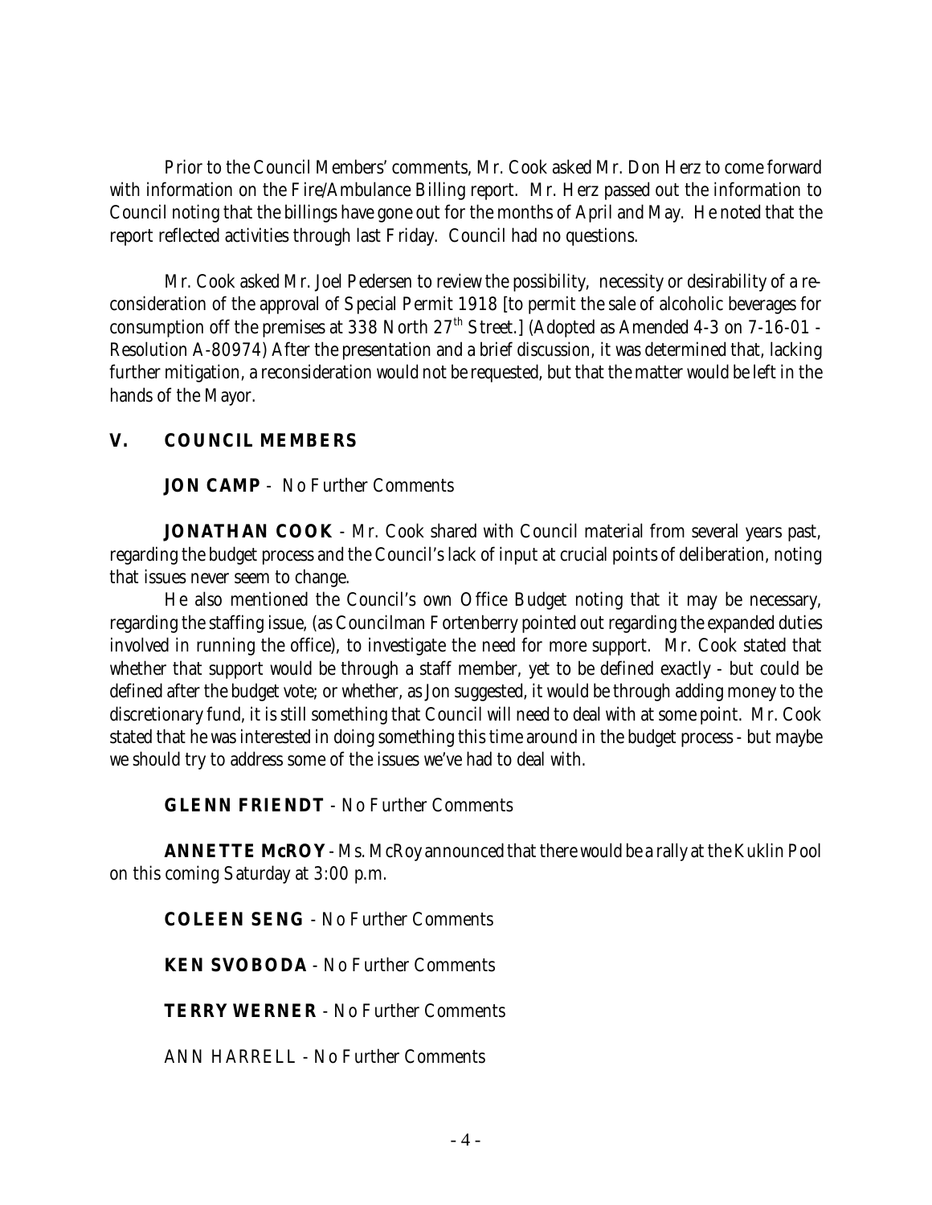Prior to the Council Members' comments, Mr. Cook asked Mr. Don Herz to come forward with information on the Fire/Ambulance Billing report. Mr. Herz passed out the information to Council noting that the billings have gone out for the months of April and May. He noted that the report reflected activities through last Friday. Council had no questions.

Mr. Cook asked Mr. Joel Pedersen to review the possibility, necessity or desirability of a re-consideration of the approval of Special Permit 1918 [to permit the sale of alcoholic beverages for consumption off the premises at 338 North 27th Street.] (Adopted as Amended 4-3 on 7-16-01 - Resolution A-80974) After the presentation and a brief discussion, it was determined that, lacking further mitigation, a reconsideration would not be requested, but that the matter would be left in the hands of the Mayor.

## V. COUNCIL MEMBERS

**JON CAMP** - No Further Comments

**JONATHAN COOK** - Mr. Cook shared with Council material from several years past, regarding the budget process and the Council's lack of input at crucial points of deliberation, noting that issues never seem to change.

He also mentioned the Council's own Office Budget noting that it may be necessary, regarding the staffing issue, (as Councilman Fortenberry pointed out regarding the expanded duties involved in running the office), to investigate the need for more support. Mr. Cook stated that whether that support would be through a staff member, yet to be defined exactly - but could be defined after the budget vote; or whether, as Jon suggested, it would be through adding money to the discretionary fund, it is still something that Council will need to deal with at some point. Mr. Cook stated that he was interested in doing something this time around in the budget process - but maybe we should try to address some of the issues we've had to deal with.

**GLENN FRIENDT** - No Further Comments

**ANNETTE McROY** - Ms. McRoy announced that there would be a rally at the Kuklin Pool on this coming Saturday at 3:00 p.m.

**COLEEN SENG** - No Further Comments

**KEN SVOBODA** - No Further Comments

**TERRY WERNER** - No Further Comments

ANN HARRELL - No Further Comments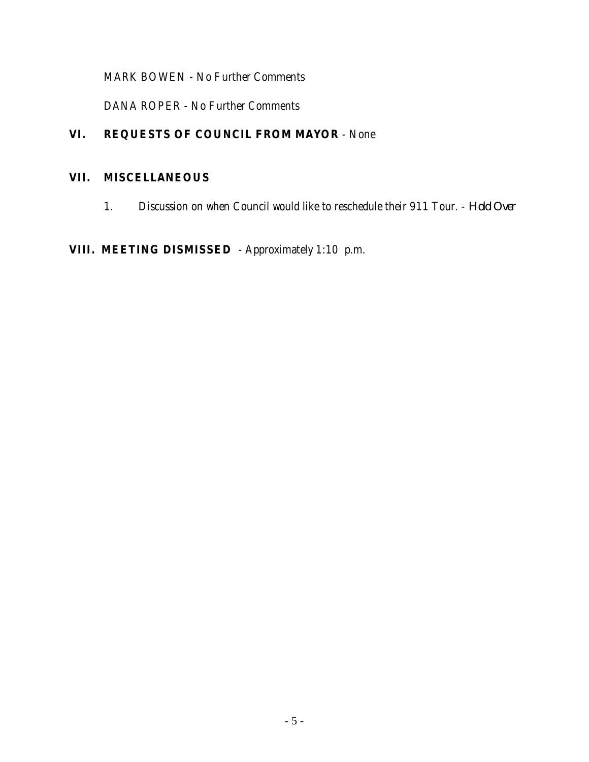MARK BOWEN - No Further Comments

DANA ROPER - No Further Comments

## VI. REQUESTS OF COUNCIL FROM MAYOR - None

## VII. MISCELLANEOUS

1. Discussion on when Council would like to reschedule their 911 Tour. - *Hold Over*

## VIII. MEETING DISMISSED - Approximately 1:10 p.m.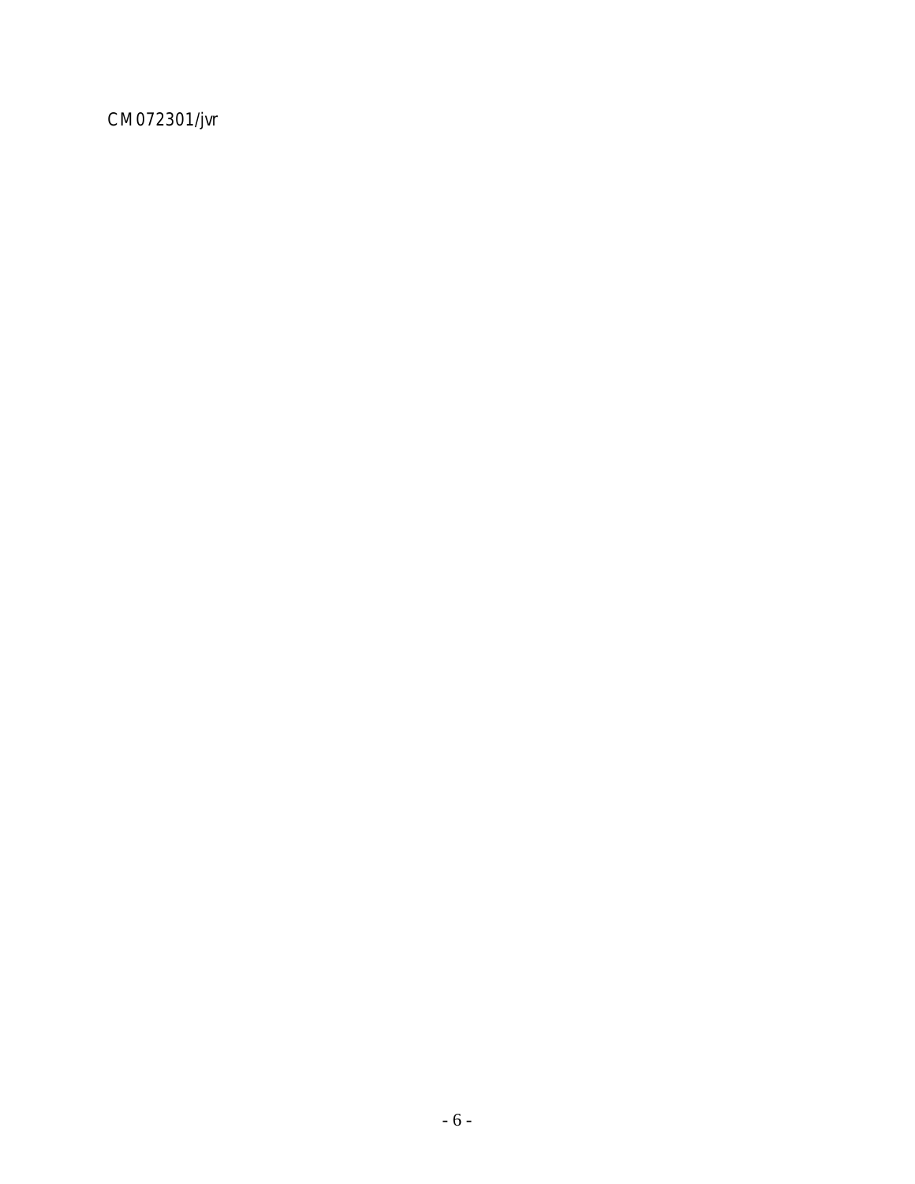CM072301/jvr